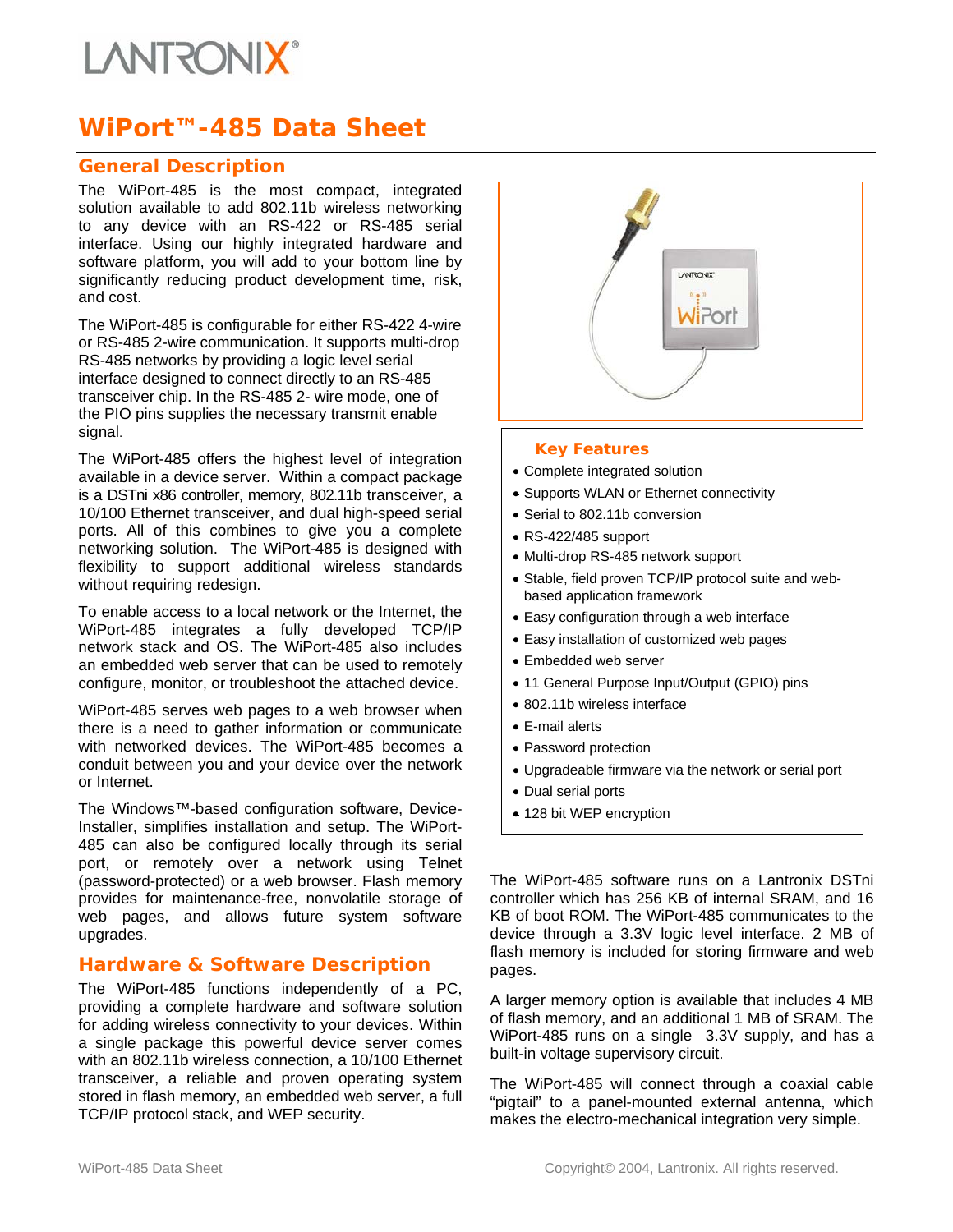# WiPort™-485 Data Sheet

## General Description

The WiPort-485 is the most compact, integrated solution available to add 802.11b wireless networking to any device with an RS-422 or RS-485 serial interface. Using our highly integrated hardware and software platform, you will add to your bottom line by significantly reducing product development time, risk, and cost.

The WiPort-485 is configurable for either RS-422 4-wire or RS-485 2-wire communication. It supports multi-drop RS-485 networks by providing a logic level serial interface designed to connect directly to an RS-485 transceiver chip. In the RS-485 2- wire mode, one of the PIO pins supplies the necessary transmit enable signal.

The WiPort-485 offers the highest level of integration available in a device server. Within a compact package is a DSTni x86 controller, memory, 802.11b transceiver, a 10/100 Ethernet transceiver, and dual high-speed serial ports. All of this combines to give you a complete networking solution. The WiPort-485 is designed with flexibility to support additional wireless standards without requiring redesign.

To enable access to a local network or the Internet, the WiPort-485 integrates a fully developed TCP/IP network stack and OS. The WiPort-485 also includes an embedded web server that can be used to remotely configure, monitor, or troubleshoot the attached device.

WiPort-485 serves web pages to a web browser when there is a need to gather information or communicate with networked devices. The WiPort-485 becomes a conduit between you and your device over the network or Internet.

The Windows™-based configuration software, Device-Installer, simplifies installation and setup. The WiPort-485 can also be configured locally through its serial port, or remotely over a network using Telnet (password-protected) or a web browser. Flash memory provides for maintenance-free, nonvolatile storage of web pages, and allows future system software upgrades.

### Key Features

- Complete integrated solution
- Supports WLAN or Ethernet connectivity
- Serial to 802.11b conversion
- RS-422/485 support
- Multi-drop RS-485 network support
- Stable, field proven TCP/IP protocol suite and web-based application framework
- Easy configuration through a web interface
- Easy installation of customized web pages
- Embedded web server
- 11 General Purpose Input/Output (GPIO) pins
- 802.11b wireless interface
- E-mail alerts
- Password protection
- Upgradeable firmware via the network or serial port
- Dual serial ports
- 128 bit WEP encryption

## Hardware & Software Description

The WiPort-485 functions independently of a PC, providing a complete hardware and software solution for adding wireless connectivity to your devices. Within a single package this powerful device server comes with an 802.11b wireless connection, a 10/100 Ethernet transceiver, a reliable and proven operating system stored in flash memory, an embedded web server, a full TCP/IP protocol stack, and WEP security.

The WiPort-485 software runs on a Lantronix DSTni controller which has 256 KB of internal SRAM, and 16 KB of boot ROM. The WiPort-485 communicates to the device through a 3.3V logic level interface. 2 MB of flash memory is included for storing firmware and web pages.

A larger memory option is available that includes 4 MB of flash memory, and an additional 1 MB of SRAM. The WiPort-485 runs on a single 3.3V supply, and has a built-in voltage supervisory circuit.

The WiPort-485 will connect through a coaxial cable "pigtail" to a panel-mounted external antenna, which makes the electro-mechanical integration very simple.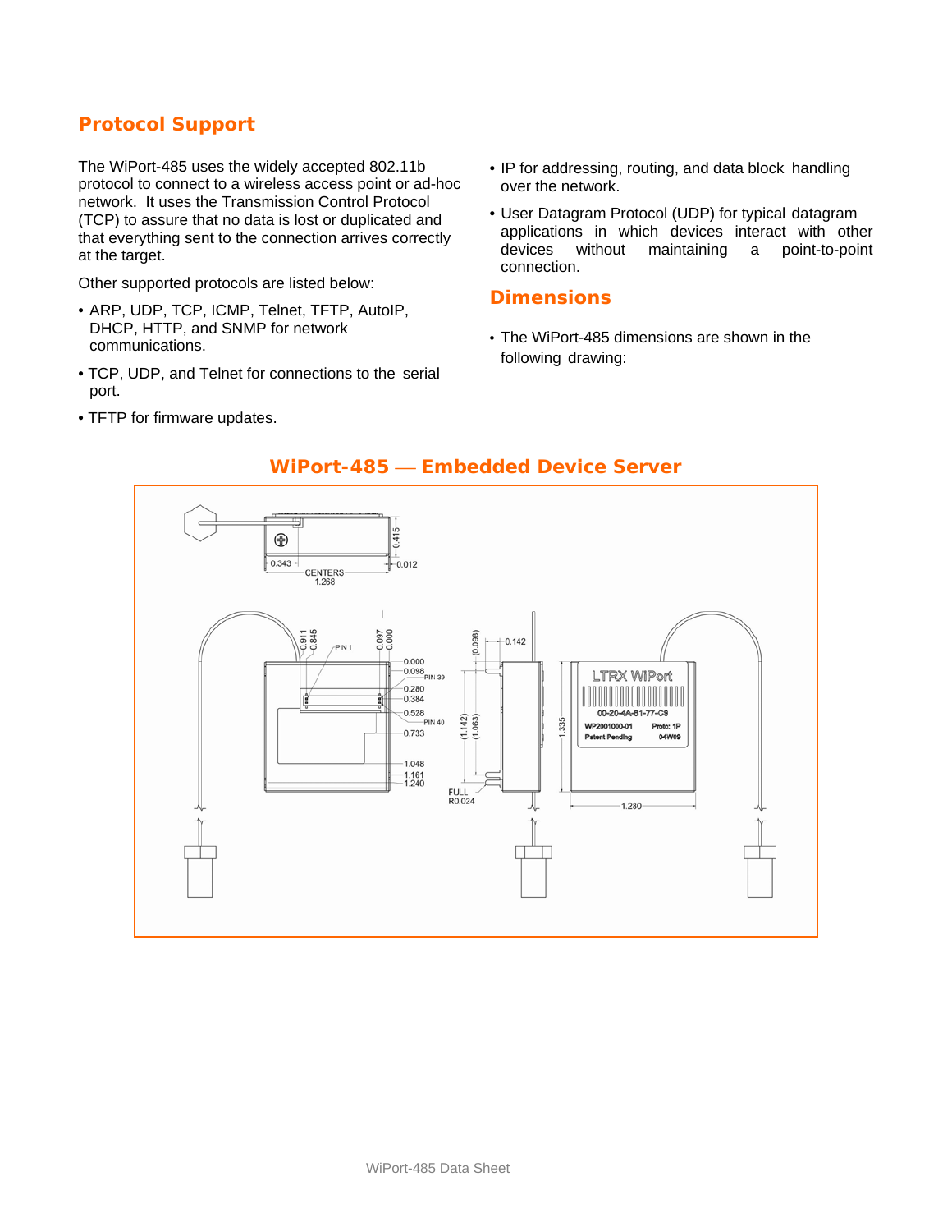## Protocol Support

The WiPort-485 uses the widely accepted 802.11b protocol to connect to a wireless access point or ad-hoc network. It uses the Transmission Control Protocol (TCP) to assure that no data is lost or duplicated and that everything sent to the connection arrives correctly at the target.

Other supported protocols are listed below:

- ARP, UDP, TCP, ICMP, Telnet, TFTP, AutoIP, DHCP, HTTP, and SNMP for network communications.
- TCP, UDP, and Telnet for connections to the serial port.
- TFTP for firmware updates.
- IP for addressing, routing, and data block handling over the network.
- User Datagram Protocol (UDP) for typical datagram applications in which devices interact with other devices without maintaining a point-to-point connection.

## Dimensions

- The WiPort-485 dimensions are shown in the following drawing:

### WiPort-485 — Embedded Device Server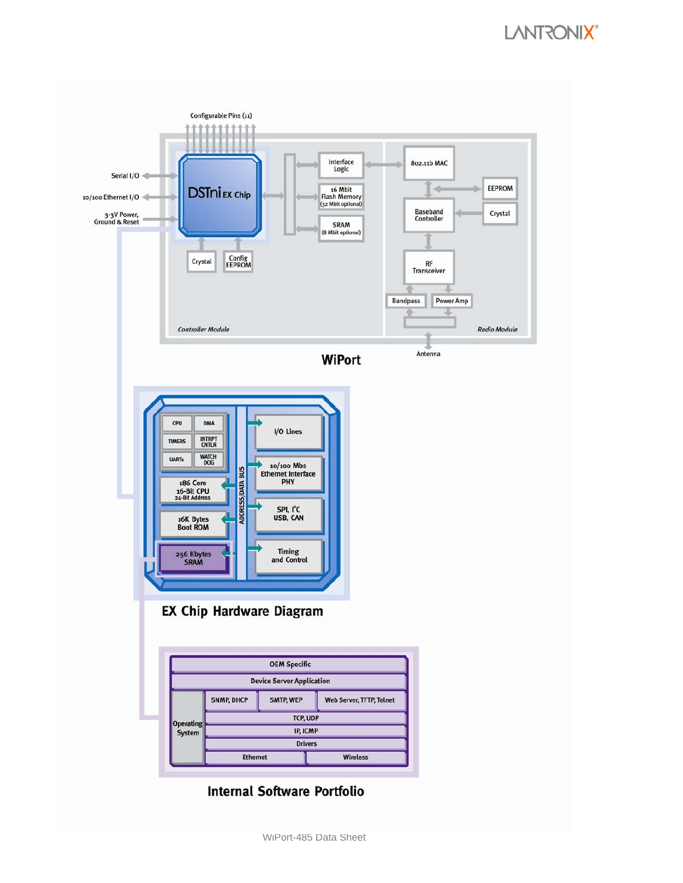Configurable Pins (11)

Serial I/O

10/100 Ethernet I/O

3.3V Power, Ground & Reset

DSTni EX Chip

Crystal

Config EEPROM

Interface Logic

16 Mbit Flash Memory (32 Mbit optional)

SRAM (8 Mbit optional)

802.11b MAC

EEPROM

Baseband Controller

Crystal

RF Transceiver

Bandpass

Power Amp

*Controller Module*

*Radio Module*

Antenna

**WiPort**

CPU | DMA

TIMERS | INTRPT CNTLR

UARTs | WATCH DOG

186 Core 16-Bit CPU 24-Bit Address

16K Bytes Boot ROM

256 Kbytes SRAM

ADDRESS/DATA BUS

I/O Lines

10/100 Mbs Ethernet Interface PHY

SPI, I²C USB, CAN

Timing and Control

**EX Chip Hardware Diagram**

| OEM Specific | | | |
|---|---|---|---|
| Device Server Application | | | |
| Operating System | SNMP, DHCP | SMTP, WEP | Web Server, TFTP, Telnet |
| | TCP, UDP | | |
| | IP, ICMP | | |
| | Drivers | | |
| | Ethernet | | Wireless |

**Internal Software Portfolio**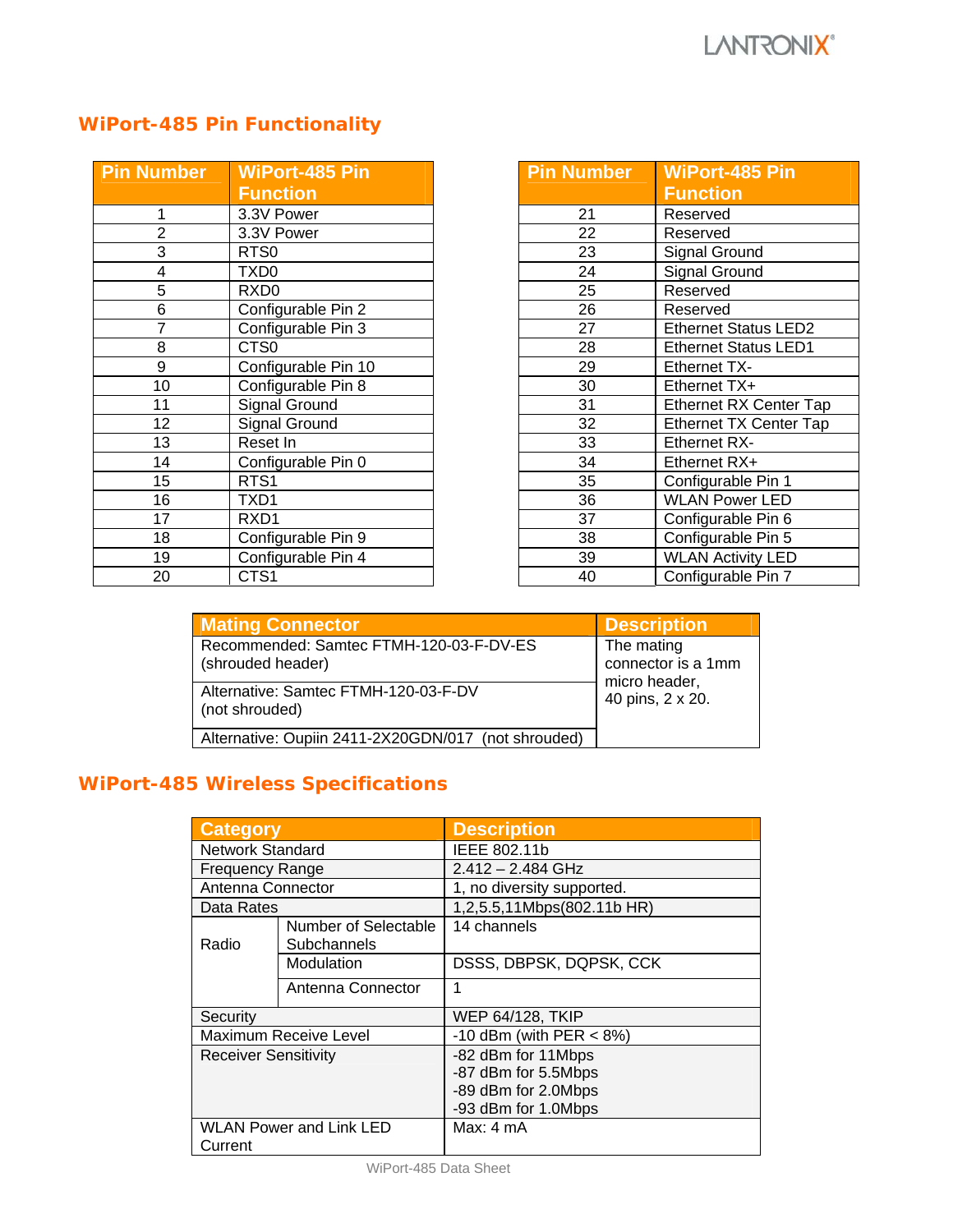## WiPort-485 Pin Functionality

| Pin Number | WiPort-485 Pin Function |
|---|---|
| 1 | 3.3V Power |
| 2 | 3.3V Power |
| 3 | RTS0 |
| 4 | TXD0 |
| 5 | RXD0 |
| 6 | Configurable Pin 2 |
| 7 | Configurable Pin 3 |
| 8 | CTS0 |
| 9 | Configurable Pin 10 |
| 10 | Configurable Pin 8 |
| 11 | Signal Ground |
| 12 | Signal Ground |
| 13 | Reset In |
| 14 | Configurable Pin 0 |
| 15 | RTS1 |
| 16 | TXD1 |
| 17 | RXD1 |
| 18 | Configurable Pin 9 |
| 19 | Configurable Pin 4 |
| 20 | CTS1 |

| Pin Number | WiPort-485 Pin Function |
|---|---|
| 21 | Reserved |
| 22 | Reserved |
| 23 | Signal Ground |
| 24 | Signal Ground |
| 25 | Reserved |
| 26 | Reserved |
| 27 | Ethernet Status LED2 |
| 28 | Ethernet Status LED1 |
| 29 | Ethernet TX- |
| 30 | Ethernet TX+ |
| 31 | Ethernet RX Center Tap |
| 32 | Ethernet TX Center Tap |
| 33 | Ethernet RX- |
| 34 | Ethernet RX+ |
| 35 | Configurable Pin 1 |
| 36 | WLAN Power LED |
| 37 | Configurable Pin 6 |
| 38 | Configurable Pin 5 |
| 39 | WLAN Activity LED |
| 40 | Configurable Pin 7 |

| Mating Connector | Description |
|---|---|
| Recommended: Samtec FTMH-120-03-F-DV-ES (shrouded header) | The mating connector is a 1mm micro header, 40 pins, 2 x 20. |
| Alternative: Samtec FTMH-120-03-F-DV (not shrouded) | |
| Alternative: Oupiin 2411-2X20GDN/017 (not shrouded) | |

## WiPort-485 Wireless Specifications

| Category | | Description |
|---|---|---|
| Network Standard | | IEEE 802.11b |
| Frequency Range | | 2.412 – 2.484 GHz |
| Antenna Connector | | 1, no diversity supported. |
| Data Rates | | 1,2,5.5,11Mbps(802.11b HR) |
| Radio | Number of Selectable Subchannels | 14 channels |
| | Modulation | DSSS, DBPSK, DQPSK, CCK |
| | Antenna Connector | 1 |
| Security | | WEP 64/128, TKIP |
| Maximum Receive Level | | -10 dBm (with PER < 8%) |
| Receiver Sensitivity | | -82 dBm for 11Mbps<br>-87 dBm for 5.5Mbps<br>-89 dBm for 2.0Mbps<br>-93 dBm for 1.0Mbps |
| WLAN Power and Link LED Current | | Max: 4 mA |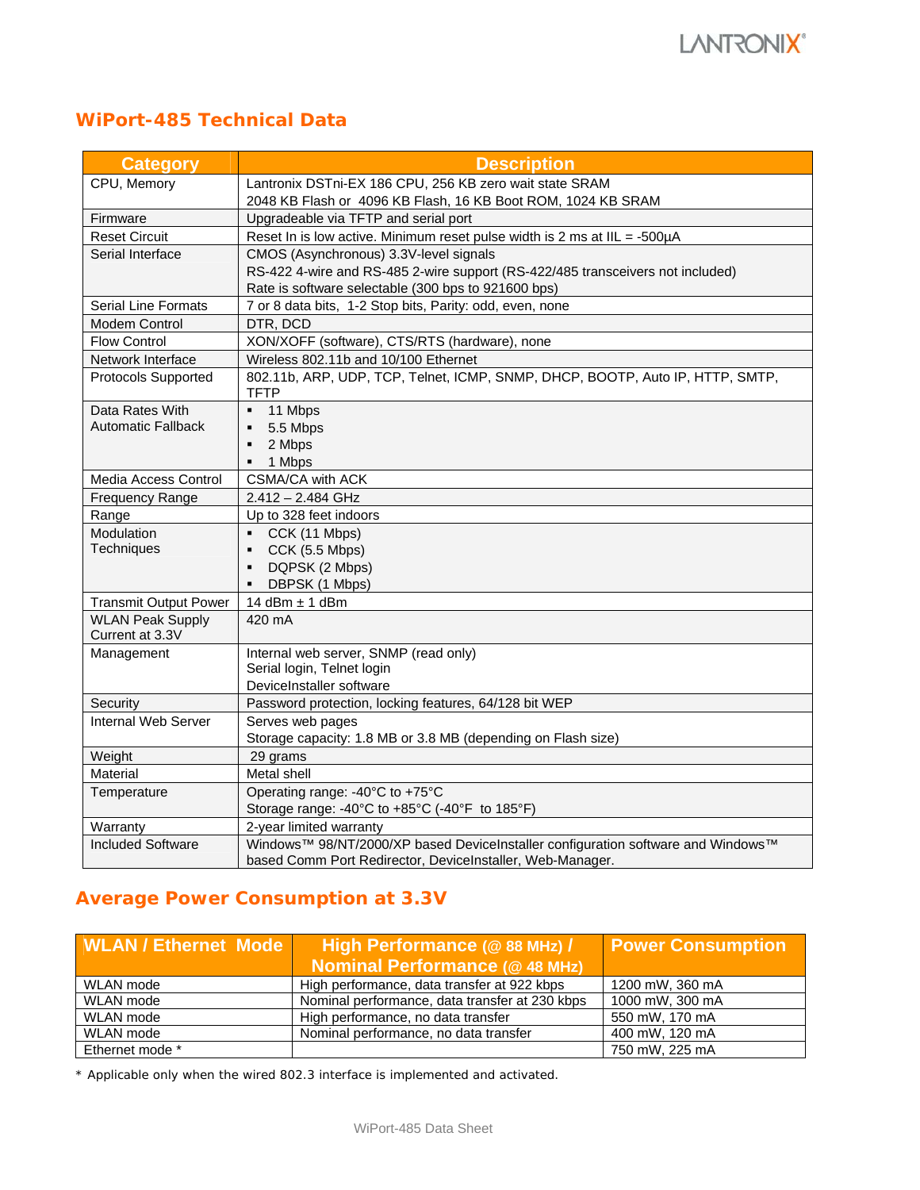## WiPort-485 Technical Data

| Category | Description |
|---|---|
| CPU, Memory | Lantronix DSTni-EX 186 CPU, 256 KB zero wait state SRAM<br>2048 KB Flash or 4096 KB Flash, 16 KB Boot ROM, 1024 KB SRAM |
| Firmware | Upgradeable via TFTP and serial port |
| Reset Circuit | Reset In is low active. Minimum reset pulse width is 2 ms at IIL = -500µA |
| Serial Interface | CMOS (Asynchronous) 3.3V-level signals<br>RS-422 4-wire and RS-485 2-wire support (RS-422/485 transceivers not included)<br>Rate is software selectable (300 bps to 921600 bps) |
| Serial Line Formats | 7 or 8 data bits, 1-2 Stop bits, Parity: odd, even, none |
| Modem Control | DTR, DCD |
| Flow Control | XON/XOFF (software), CTS/RTS (hardware), none |
| Network Interface | Wireless 802.11b and 10/100 Ethernet |
| Protocols Supported | 802.11b, ARP, UDP, TCP, Telnet, ICMP, SNMP, DHCP, BOOTP, Auto IP, HTTP, SMTP, TFTP |
| Data Rates With Automatic Fallback | ▪ 11 Mbps<br>▪ 5.5 Mbps<br>▪ 2 Mbps<br>▪ 1 Mbps |
| Media Access Control | CSMA/CA with ACK |
| Frequency Range | 2.412 – 2.484 GHz |
| Range | Up to 328 feet indoors |
| Modulation Techniques | ▪ CCK (11 Mbps)<br>▪ CCK (5.5 Mbps)<br>▪ DQPSK (2 Mbps)<br>▪ DBPSK (1 Mbps) |
| Transmit Output Power | 14 dBm ± 1 dBm |
| WLAN Peak Supply Current at 3.3V | 420 mA |
| Management | Internal web server, SNMP (read only)<br>Serial login, Telnet login<br>DeviceInstaller software |
| Security | Password protection, locking features, 64/128 bit WEP |
| Internal Web Server | Serves web pages<br>Storage capacity: 1.8 MB or 3.8 MB (depending on Flash size) |
| Weight | 29 grams |
| Material | Metal shell |
| Temperature | Operating range: -40°C to +75°C<br>Storage range: -40°C to +85°C (-40°F to 185°F) |
| Warranty | 2-year limited warranty |
| Included Software | Windows™ 98/NT/2000/XP based DeviceInstaller configuration software and Windows™ based Comm Port Redirector, DeviceInstaller, Web-Manager. |

## Average Power Consumption at 3.3V

| WLAN / Ethernet Mode | High Performance (@ 88 MHz) / Nominal Performance (@ 48 MHz) | Power Consumption |
|---|---|---|
| WLAN mode | High performance, data transfer at 922 kbps | 1200 mW, 360 mA |
| WLAN mode | Nominal performance, data transfer at 230 kbps | 1000 mW, 300 mA |
| WLAN mode | High performance, no data transfer | 550 mW, 170 mA |
| WLAN mode | Nominal performance, no data transfer | 400 mW, 120 mA |
| Ethernet mode * | | 750 mW, 225 mA |

* Applicable only when the wired 802.3 interface is implemented and activated.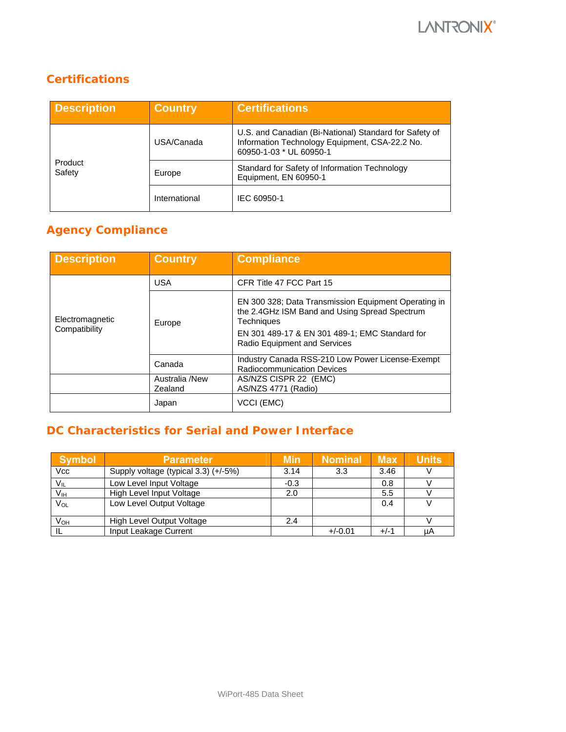## Certifications

| Description | Country | Certifications |
|---|---|---|
| Product Safety | USA/Canada | U.S. and Canadian (Bi-National) Standard for Safety of Information Technology Equipment, CSA-22.2 No. 60950-1-03 * UL 60950-1 |
| | Europe | Standard for Safety of Information Technology Equipment, EN 60950-1 |
| | International | IEC 60950-1 |

## Agency Compliance

| Description | Country | Compliance |
|---|---|---|
| Electromagnetic Compatibility | USA | CFR Title 47 FCC Part 15 |
| | Europe | EN 300 328; Data Transmission Equipment Operating in the 2.4GHz ISM Band and Using Spread Spectrum Techniques<br>EN 301 489-17 & EN 301 489-1; EMC Standard for Radio Equipment and Services |
| | Canada | Industry Canada RSS-210 Low Power License-Exempt Radiocommunication Devices |
| | Australia /New Zealand | AS/NZS CISPR 22 (EMC)<br>AS/NZS 4771 (Radio) |
| | Japan | VCCI (EMC) |

## DC Characteristics for Serial and Power Interface

| Symbol | Parameter | Min | Nominal | Max | Units |
|---|---|---|---|---|---|
| Vcc | Supply voltage (typical 3.3) (+/-5%) | 3.14 | 3.3 | 3.46 | V |
| $V_{IL}$ | Low Level Input Voltage | -0.3 | | 0.8 | V |
| $V_{IH}$ | High Level Input Voltage | 2.0 | | 5.5 | V |
| $V_{OL}$ | Low Level Output Voltage | | | 0.4 | V |
| $V_{OH}$ | High Level Output Voltage | 2.4 | | | V |
| IL | Input Leakage Current | | +/-0.01 | +/-1 | µA |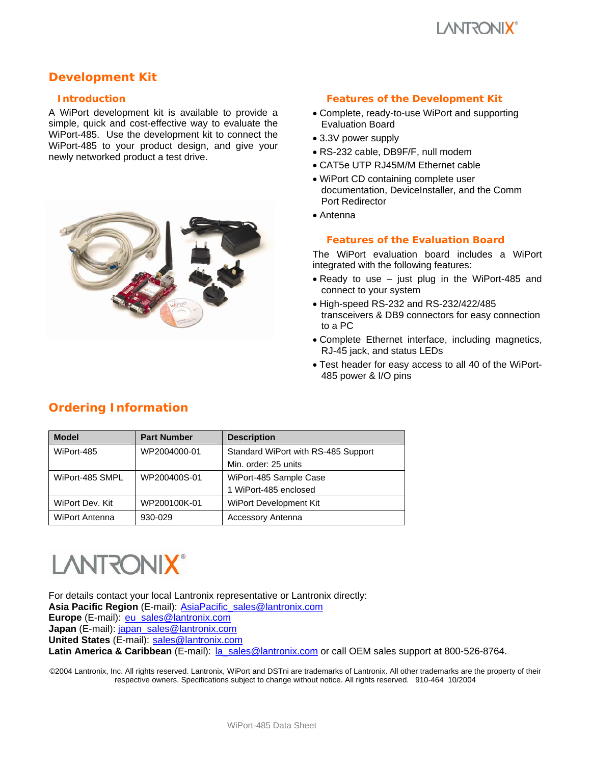## Development Kit

### Introduction

A WiPort development kit is available to provide a simple, quick and cost-effective way to evaluate the WiPort-485. Use the development kit to connect the WiPort-485 to your product design, and give your newly networked product a test drive.

### Features of the Development Kit

- Complete, ready-to-use WiPort and supporting Evaluation Board
- 3.3V power supply
- RS-232 cable, DB9F/F, null modem
- CAT5e UTP RJ45M/M Ethernet cable
- WiPort CD containing complete user documentation, DeviceInstaller, and the Comm Port Redirector
- Antenna

### Features of the Evaluation Board

The WiPort evaluation board includes a WiPort integrated with the following features:

- Ready to use – just plug in the WiPort-485 and connect to your system
- High-speed RS-232 and RS-232/422/485 transceivers & DB9 connectors for easy connection to a PC
- Complete Ethernet interface, including magnetics, RJ-45 jack, and status LEDs
- Test header for easy access to all 40 of the WiPort-485 power & I/O pins

## Ordering Information

| Model | Part Number | Description |
|---|---|---|
| WiPort-485 | WP2004000-01 | Standard WiPort with RS-485 Support<br>Min. order: 25 units |
| WiPort-485 SMPL | WP200400S-01 | WiPort-485 Sample Case<br>1 WiPort-485 enclosed |
| WiPort Dev. Kit | WP200100K-01 | WiPort Development Kit |
| WiPort Antenna | 930-029 | Accessory Antenna |

LANTRONIX®

For details contact your local Lantronix representative or Lantronix directly:
**Asia Pacific Region** (E-mail): AsiaPacific_sales@lantronix.com
**Europe** (E-mail): eu_sales@lantronix.com
**Japan** (E-mail): japan_sales@lantronix.com
**United States** (E-mail): sales@lantronix.com
**Latin America & Caribbean** (E-mail): la_sales@lantronix.com or call OEM sales support at 800-526-8764.

©2004 Lantronix, Inc. All rights reserved. Lantronix, WiPort and DSTni are trademarks of Lantronix. All other trademarks are the property of their respective owners. Specifications subject to change without notice. All rights reserved. 910-464 10/2004